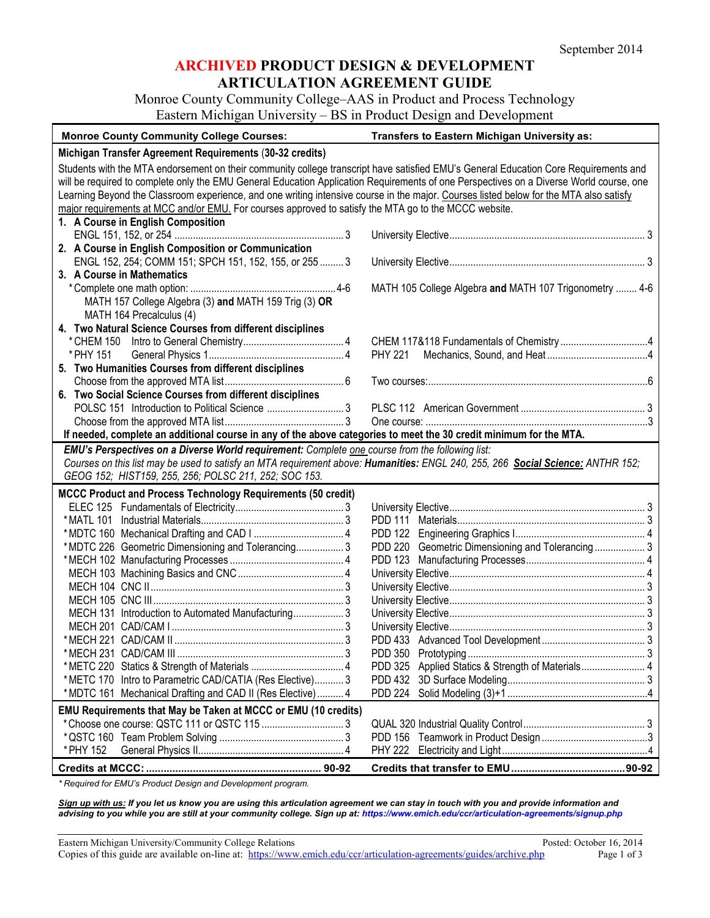September 2014

# ARCHIVED PRODUCT DESIGN & DEVELOPMENT ARTICULATION AGREEMENT GUIDE

Monroe County Community College–AAS in Product and Process Technology
Eastern Michigan University – BS in Product Design and Development

| Monroe County Community College Courses: | Transfers to Eastern Michigan University as: |
|---|---|
| **Michigan Transfer Agreement Requirements (30-32 credits)** | |
| Students with the MTA endorsement on their community college transcript have satisfied EMU's General Education Core Requirements and will be required to complete only the EMU General Education Application Requirements of one Perspectives on a Diverse World course, one Learning Beyond the Classroom experience, and one writing intensive course in the major. <u>Courses listed below for the MTA also satisfy major requirements at MCC and/or EMU.</u> For courses approved to satisfy the MTA go to the MCCC website. | |
| **1. A Course in English Composition** | |
| ENGL 151, 152, or 254 ... 3 | University Elective ... 3 |
| **2. A Course in English Composition or Communication** | |
| ENGL 152, 254; COMM 151; SPCH 151, 152, 155, or 255 ... 3 | University Elective ... 3 |
| **3. A Course in Mathematics** | |
| *Complete one math option: ... 4-6<br>MATH 157 College Algebra (3) **and** MATH 159 Trig (3) **OR**<br>MATH 164 Precalculus (4) | MATH 105 College Algebra **and** MATH 107 Trigonometry ... 4-6 |
| **4. Two Natural Science Courses from different disciplines** | |
| *CHEM 150 Intro to General Chemistry ... 4 | CHEM 117&118 Fundamentals of Chemistry ... 4 |
| *PHY 151 General Physics 1 ... 4 | PHY 221 Mechanics, Sound, and Heat ... 4 |
| **5. Two Humanities Courses from different disciplines** | |
| Choose from the approved MTA list ... 6 | Two courses: ... 6 |
| **6. Two Social Science Courses from different disciplines** | |
| POLSC 151 Introduction to Political Science ... 3 | PLSC 112 American Government ... 3 |
| Choose from the approved MTA list ... 3 | One course: ... 3 |
| **If needed, complete an additional course in any of the above categories to meet the 30 credit minimum for the MTA.** | |
| ***EMU's Perspectives on a Diverse World requirement:*** *Complete <u>one</u> course from the following list: Courses on this list may be used to satisfy an MTA requirement above:* ***Humanities:*** *ENGL 240, 255, 266* ***<u>Social Science:</u>*** *ANTHR 152; GEOG 152; HIST159, 255, 256; POLSC 211, 252; SOC 153.* | |
| **MCCC Product and Process Technology Requirements (50 credit)** | |
| ELEC 125 Fundamentals of Electricity ... 3 | University Elective ... 3 |
| *MATL 101 Industrial Materials ... 3 | PDD 111 Materials ... 3 |
| *MDTC 160 Mechanical Drafting and CAD I ... 4 | PDD 122 Engineering Graphics I ... 4 |
| *MDTC 226 Geometric Dimensioning and Tolerancing ... 3 | PDD 220 Geometric Dimensioning and Tolerancing ... 3 |
| *MECH 102 Manufacturing Processes ... 4 | PDD 123 Manufacturing Processes ... 4 |
| MECH 103 Machining Basics and CNC ... 4 | University Elective ... 4 |
| MECH 104 CNC II ... 3 | University Elective ... 3 |
| MECH 105 CNC III ... 3 | University Elective ... 3 |
| MECH 131 Introduction to Automated Manufacturing ... 3 | University Elective ... 3 |
| MECH 201 CAD/CAM I ... 3 | University Elective ... 3 |
| *MECH 221 CAD/CAM II ... 3 | PDD 433 Advanced Tool Development ... 3 |
| *MECH 231 CAD/CAM III ... 3 | PDD 350 Prototyping ... 3 |
| *METC 220 Statics & Strength of Materials ... 4 | PDD 325 Applied Statics & Strength of Materials ... 4 |
| *METC 170 Intro to Parametric CAD/CATIA (Res Elective) ... 3 | PDD 432 3D Surface Modeling ... 3 |
| *MDTC 161 Mechanical Drafting and CAD II (Res Elective) ... 4 | PDD 224 Solid Modeling (3)+1 ... 4 |
| **EMU Requirements that May be Taken at MCCC or EMU (10 credits)** | |
| *Choose one course: QSTC 111 or QSTC 115 ... 3 | QUAL 320 Industrial Quality Control ... 3 |
| *QSTC 160 Team Problem Solving ... 3 | PDD 156 Teamwork in Product Design ... 3 |
| *PHY 152 General Physics II ... 4 | PHY 222 Electricity and Light ... 4 |
| **Credits at MCCC: ... 90-92** | **Credits that transfer to EMU ... 90-92** |

*\* Required for EMU's Product Design and Development program.*

***<u>Sign up with us:</u> If you let us know you are using this articulation agreement we can stay in touch with you and provide information and advising to you while you are still at your community college. Sign up at: https://www.emich.edu/ccr/articulation-agreements/signup.php***

Eastern Michigan University/Community College Relations — Posted: October 16, 2014
Copies of this guide are available on-line at: https://www.emich.edu/ccr/articulation-agreements/guides/archive.php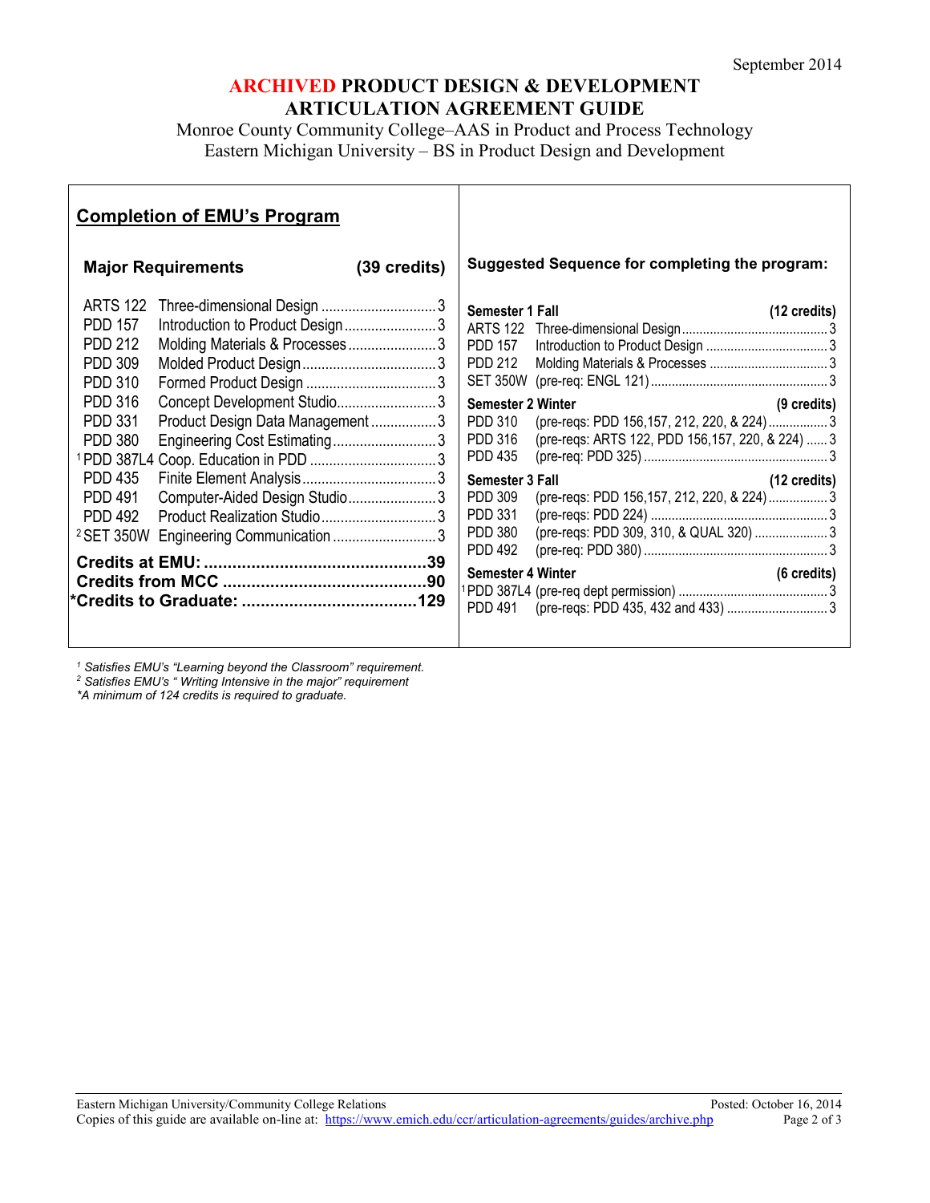September 2014

# ARCHIVED PRODUCT DESIGN & DEVELOPMENT ARTICULATION AGREEMENT GUIDE

Monroe County Community College–AAS in Product and Process Technology
Eastern Michigan University – BS in Product Design and Development

## Completion of EMU's Program

### Major Requirements (39 credits)

| Course | Title | Credits |
|---|---|---|
| ARTS 122 | Three-dimensional Design | 3 |
| PDD 157 | Introduction to Product Design | 3 |
| PDD 212 | Molding Materials & Processes | 3 |
| PDD 309 | Molded Product Design | 3 |
| PDD 310 | Formed Product Design | 3 |
| PDD 316 | Concept Development Studio | 3 |
| PDD 331 | Product Design Data Management | 3 |
| PDD 380 | Engineering Cost Estimating | 3 |
| [1] PDD 387L4 | Coop. Education in PDD | 3 |
| PDD 435 | Finite Element Analysis | 3 |
| PDD 491 | Computer-Aided Design Studio | 3 |
| PDD 492 | Product Realization Studio | 3 |
| [2] SET 350W | Engineering Communication | 3 |

**Credits at EMU: 39**
**Credits from MCC 90**
**\*Credits to Graduate: 129**

### Suggested Sequence for completing the program:

**Semester 1 Fall (12 credits)**

| Course | Description | Credits |
|---|---|---|
| ARTS 122 | Three-dimensional Design | 3 |
| PDD 157 | Introduction to Product Design | 3 |
| PDD 212 | Molding Materials & Processes | 3 |
| SET 350W | (pre-req: ENGL 121) | 3 |

**Semester 2 Winter (9 credits)**

| Course | Description | Credits |
|---|---|---|
| PDD 310 | (pre-reqs: PDD 156,157, 212, 220, & 224) | 3 |
| PDD 316 | (pre-reqs: ARTS 122, PDD 156,157, 220, & 224) | 3 |
| PDD 435 | (pre-req: PDD 325) | 3 |

**Semester 3 Fall (12 credits)**

| Course | Description | Credits |
|---|---|---|
| PDD 309 | (pre-reqs: PDD 156,157, 212, 220, & 224) | 3 |
| PDD 331 | (pre-reqs: PDD 224) | 3 |
| PDD 380 | (pre-reqs: PDD 309, 310, & QUAL 320) | 3 |
| PDD 492 | (pre-req: PDD 380) | 3 |

**Semester 4 Winter (6 credits)**

| Course | Description | Credits |
|---|---|---|
| [1] PDD 387L4 | (pre-req dept permission) | 3 |
| PDD 491 | (pre-reqs: PDD 435, 432 and 433) | 3 |

*[1] Satisfies EMU's "Learning beyond the Classroom" requirement.*
*[2] Satisfies EMU's " Writing Intensive in the major" requirement*
*\*A minimum of 124 credits is required to graduate.*

Eastern Michigan University/Community College Relations
Posted: October 16, 2014
Copies of this guide are available on-line at: https://www.emich.edu/ccr/articulation-agreements/guides/archive.php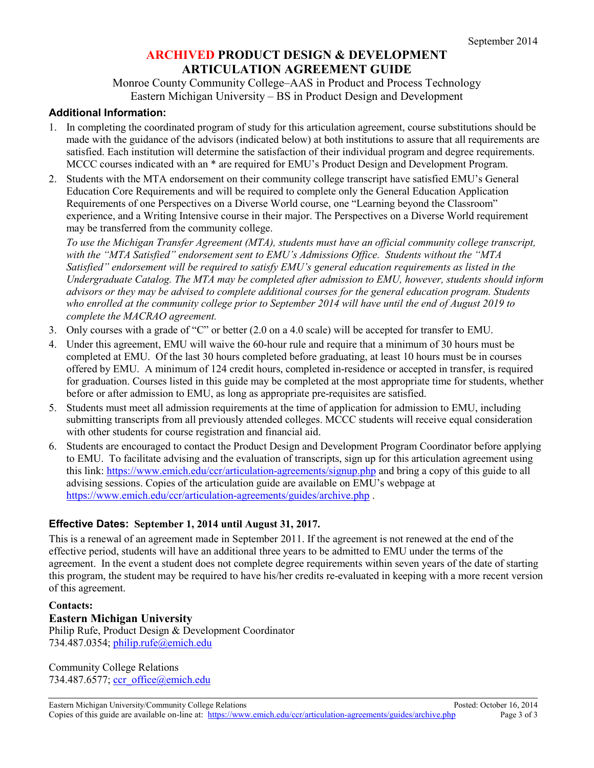September 2014

# ARCHIVED PRODUCT DESIGN & DEVELOPMENT ARTICULATION AGREEMENT GUIDE

Monroe County Community College–AAS in Product and Process Technology
Eastern Michigan University – BS in Product Design and Development

## Additional Information:

1. In completing the coordinated program of study for this articulation agreement, course substitutions should be made with the guidance of the advisors (indicated below) at both institutions to assure that all requirements are satisfied. Each institution will determine the satisfaction of their individual program and degree requirements. MCCC courses indicated with an * are required for EMU's Product Design and Development Program.
2. Students with the MTA endorsement on their community college transcript have satisfied EMU's General Education Core Requirements and will be required to complete only the General Education Application Requirements of one Perspectives on a Diverse World course, one "Learning beyond the Classroom" experience, and a Writing Intensive course in their major. The Perspectives on a Diverse World requirement may be transferred from the community college.

   *To use the Michigan Transfer Agreement (MTA), students must have an official community college transcript, with the "MTA Satisfied" endorsement sent to EMU's Admissions Office. Students without the "MTA Satisfied" endorsement will be required to satisfy EMU's general education requirements as listed in the Undergraduate Catalog. The MTA may be completed after admission to EMU, however, students should inform advisors or they may be advised to complete additional courses for the general education program. Students who enrolled at the community college prior to September 2014 will have until the end of August 2019 to complete the MACRAO agreement.*
3. Only courses with a grade of "C" or better (2.0 on a 4.0 scale) will be accepted for transfer to EMU.
4. Under this agreement, EMU will waive the 60-hour rule and require that a minimum of 30 hours must be completed at EMU. Of the last 30 hours completed before graduating, at least 10 hours must be in courses offered by EMU. A minimum of 124 credit hours, completed in-residence or accepted in transfer, is required for graduation. Courses listed in this guide may be completed at the most appropriate time for students, whether before or after admission to EMU, as long as appropriate pre-requisites are satisfied.
5. Students must meet all admission requirements at the time of application for admission to EMU, including submitting transcripts from all previously attended colleges. MCCC students will receive equal consideration with other students for course registration and financial aid.
6. Students are encouraged to contact the Product Design and Development Program Coordinator before applying to EMU. To facilitate advising and the evaluation of transcripts, sign up for this articulation agreement using this link: https://www.emich.edu/ccr/articulation-agreements/signup.php and bring a copy of this guide to all advising sessions. Copies of the articulation guide are available on EMU's webpage at https://www.emich.edu/ccr/articulation-agreements/guides/archive.php .

## Effective Dates: September 1, 2014 until August 31, 2017.

This is a renewal of an agreement made in September 2011. If the agreement is not renewed at the end of the effective period, students will have an additional three years to be admitted to EMU under the terms of the agreement. In the event a student does not complete degree requirements within seven years of the date of starting this program, the student may be required to have his/her credits re-evaluated in keeping with a more recent version of this agreement.

**Contacts:**

**Eastern Michigan University**
Philip Rufe, Product Design & Development Coordinator
734.487.0354; philip.rufe@emich.edu

Community College Relations
734.487.6577; ccr_office@emich.edu

Eastern Michigan University/Community College Relations — Posted: October 16, 2014